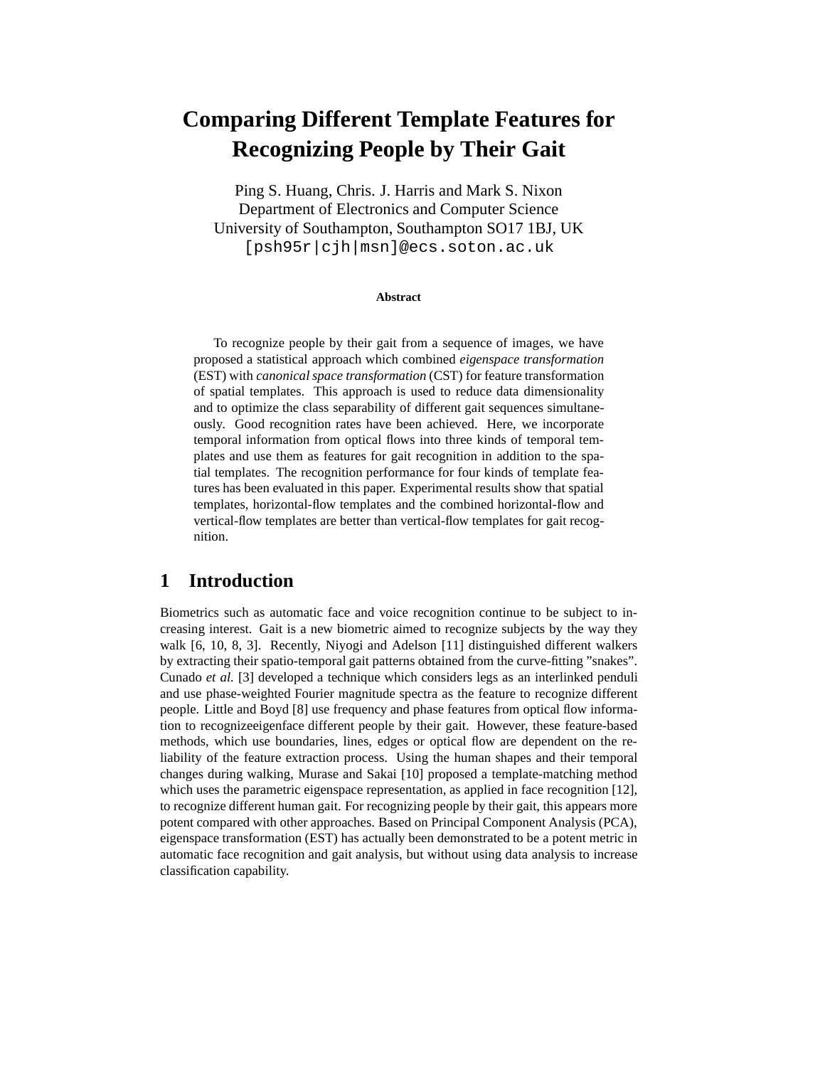# Comparing Different Template Features for Recognizing People by Their Gait

Ping S. Huang, Chris. J. Harris and Mark S. Nixon
Department of Electronics and Computer Science
University of Southampton, Southampton SO17 1BJ, UK
[psh95r|cjh|msn]@ecs.soton.ac.uk

**Abstract**

To recognize people by their gait from a sequence of images, we have proposed a statistical approach which combined *eigenspace transformation* (EST) with *canonical space transformation* (CST) for feature transformation of spatial templates. This approach is used to reduce data dimensionality and to optimize the class separability of different gait sequences simultaneously. Good recognition rates have been achieved. Here, we incorporate temporal information from optical flows into three kinds of temporal templates and use them as features for gait recognition in addition to the spatial templates. The recognition performance for four kinds of template features has been evaluated in this paper. Experimental results show that spatial templates, horizontal-flow templates and the combined horizontal-flow and vertical-flow templates are better than vertical-flow templates for gait recognition.

## 1 Introduction

Biometrics such as automatic face and voice recognition continue to be subject to increasing interest. Gait is a new biometric aimed to recognize subjects by the way they walk [6, 10, 8, 3]. Recently, Niyogi and Adelson [11] distinguished different walkers by extracting their spatio-temporal gait patterns obtained from the curve-fitting "snakes". Cunado *et al.* [3] developed a technique which considers legs as an interlinked penduli and use phase-weighted Fourier magnitude spectra as the feature to recognize different people. Little and Boyd [8] use frequency and phase features from optical flow information to recognizeeigenface different people by their gait. However, these feature-based methods, which use boundaries, lines, edges or optical flow are dependent on the reliability of the feature extraction process. Using the human shapes and their temporal changes during walking, Murase and Sakai [10] proposed a template-matching method which uses the parametric eigenspace representation, as applied in face recognition [12], to recognize different human gait. For recognizing people by their gait, this appears more potent compared with other approaches. Based on Principal Component Analysis (PCA), eigenspace transformation (EST) has actually been demonstrated to be a potent metric in automatic face recognition and gait analysis, but without using data analysis to increase classification capability.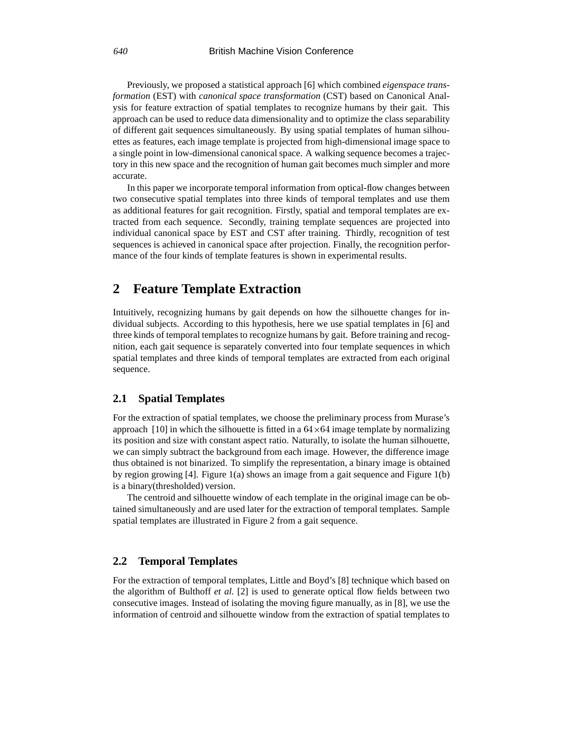Previously, we proposed a statistical approach [6] which combined *eigenspace transformation* (EST) with *canonical space transformation* (CST) based on Canonical Analysis for feature extraction of spatial templates to recognize humans by their gait. This approach can be used to reduce data dimensionality and to optimize the class separability of different gait sequences simultaneously. By using spatial templates of human silhouettes as features, each image template is projected from high-dimensional image space to a single point in low-dimensional canonical space. A walking sequence becomes a trajectory in this new space and the recognition of human gait becomes much simpler and more accurate.

In this paper we incorporate temporal information from optical-flow changes between two consecutive spatial templates into three kinds of temporal templates and use them as additional features for gait recognition. Firstly, spatial and temporal templates are extracted from each sequence. Secondly, training template sequences are projected into individual canonical space by EST and CST after training. Thirdly, recognition of test sequences is achieved in canonical space after projection. Finally, the recognition performance of the four kinds of template features is shown in experimental results.

## 2 Feature Template Extraction

Intuitively, recognizing humans by gait depends on how the silhouette changes for individual subjects. According to this hypothesis, here we use spatial templates in [6] and three kinds of temporal templates to recognize humans by gait. Before training and recognition, each gait sequence is separately converted into four template sequences in which spatial templates and three kinds of temporal templates are extracted from each original sequence.

### 2.1 Spatial Templates

For the extraction of spatial templates, we choose the preliminary process from Murase's approach [10] in which the silhouette is fitted in a $64 \times 64$ image template by normalizing its position and size with constant aspect ratio. Naturally, to isolate the human silhouette, we can simply subtract the background from each image. However, the difference image thus obtained is not binarized. To simplify the representation, a binary image is obtained by region growing [4]. Figure 1(a) shows an image from a gait sequence and Figure 1(b) is a binary(thresholded) version.

The centroid and silhouette window of each template in the original image can be obtained simultaneously and are used later for the extraction of temporal templates. Sample spatial templates are illustrated in Figure 2 from a gait sequence.

### 2.2 Temporal Templates

For the extraction of temporal templates, Little and Boyd's [8] technique which based on the algorithm of Bulthoff *et al.* [2] is used to generate optical flow fields between two consecutive images. Instead of isolating the moving figure manually, as in [8], we use the information of centroid and silhouette window from the extraction of spatial templates to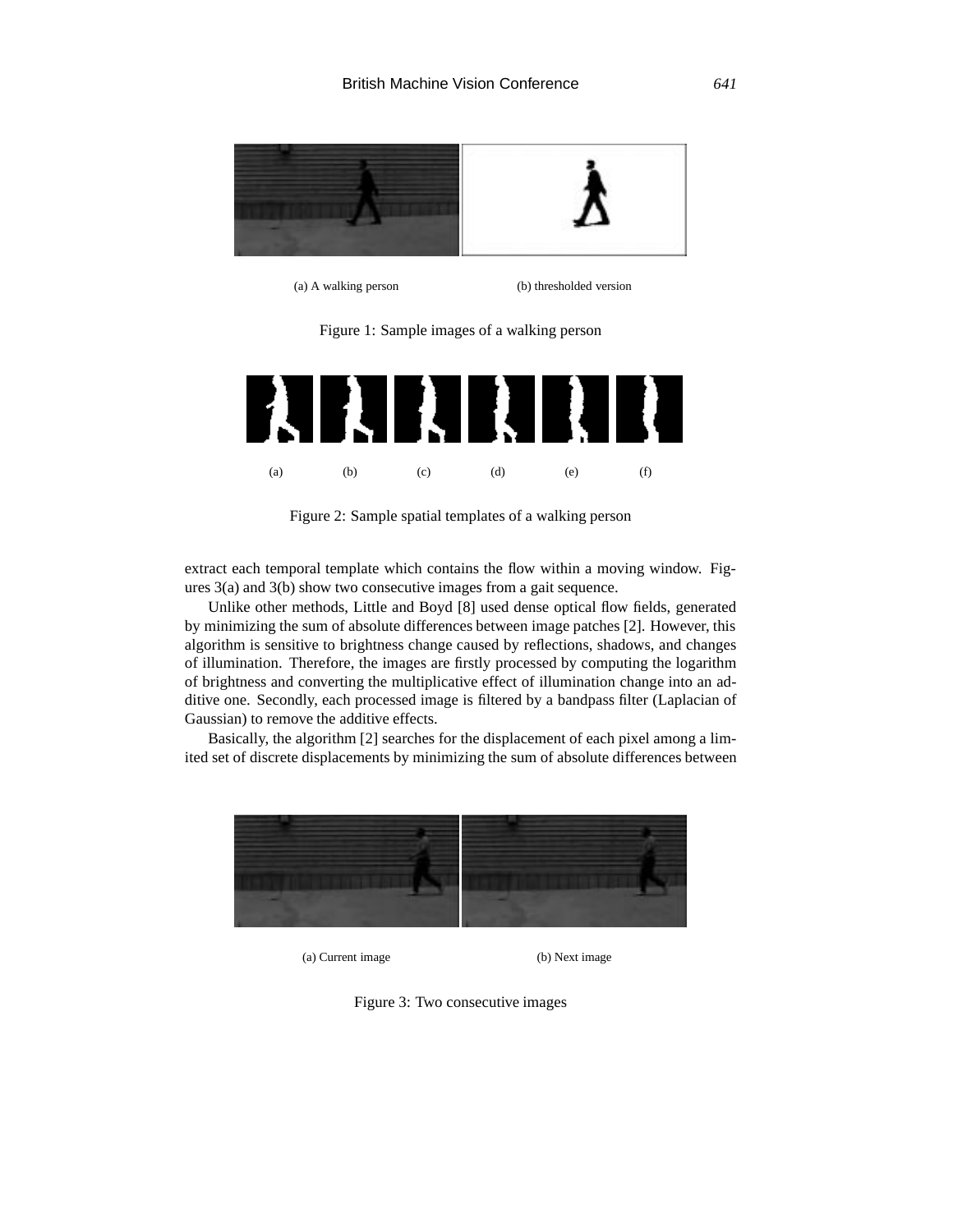(a) A walking person

(b) thresholded version

Figure 1: Sample images of a walking person

(a) (b) (c) (d) (e) (f)

Figure 2: Sample spatial templates of a walking person

extract each temporal template which contains the flow within a moving window. Figures 3(a) and 3(b) show two consecutive images from a gait sequence.

Unlike other methods, Little and Boyd [8] used dense optical flow fields, generated by minimizing the sum of absolute differences between image patches [2]. However, this algorithm is sensitive to brightness change caused by reflections, shadows, and changes of illumination. Therefore, the images are firstly processed by computing the logarithm of brightness and converting the multiplicative effect of illumination change into an additive one. Secondly, each processed image is filtered by a bandpass filter (Laplacian of Gaussian) to remove the additive effects.

Basically, the algorithm [2] searches for the displacement of each pixel among a limited set of discrete displacements by minimizing the sum of absolute differences between

(a) Current image

(b) Next image

Figure 3: Two consecutive images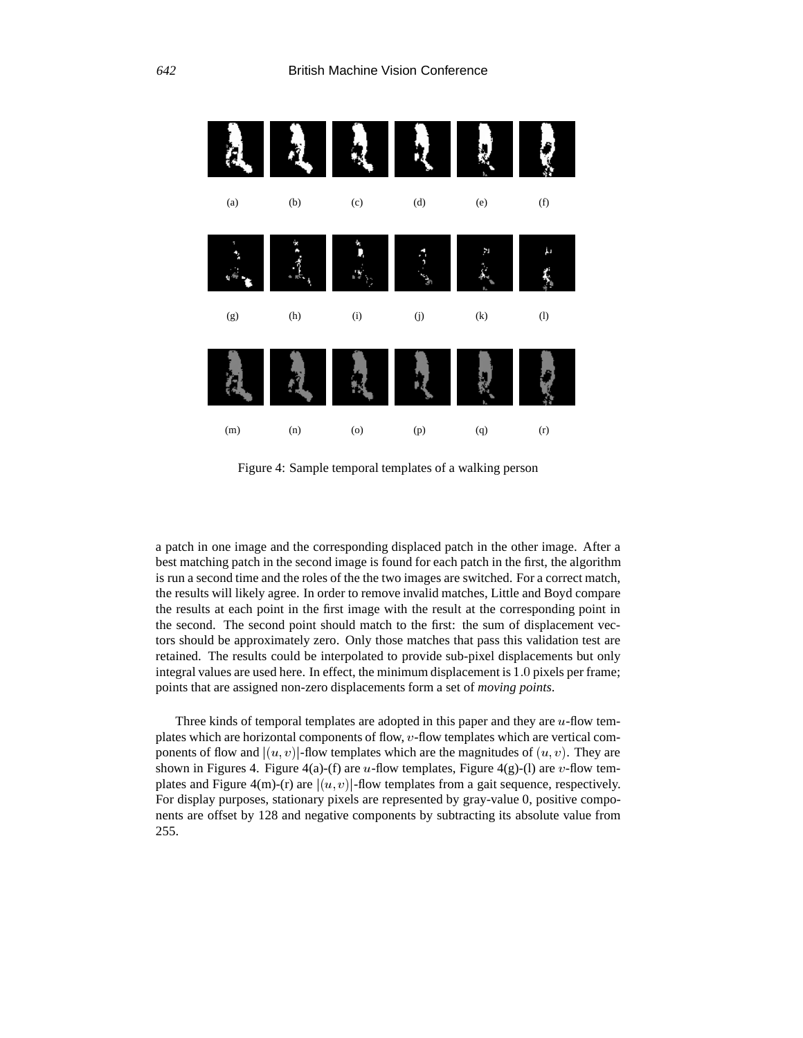(a) (b) (c) (d) (e) (f)

(g) (h) (i) (j) (k) (l)

(m) (n) (o) (p) (q) (r)

Figure 4: Sample temporal templates of a walking person

a patch in one image and the corresponding displaced patch in the other image. After a best matching patch in the second image is found for each patch in the first, the algorithm is run a second time and the roles of the the two images are switched. For a correct match, the results will likely agree. In order to remove invalid matches, Little and Boyd compare the results at each point in the first image with the result at the corresponding point in the second. The second point should match to the first: the sum of displacement vectors should be approximately zero. Only those matches that pass this validation test are retained. The results could be interpolated to provide sub-pixel displacements but only integral values are used here. In effect, the minimum displacement is $1.0$ pixels per frame; points that are assigned non-zero displacements form a set of *moving points*.

Three kinds of temporal templates are adopted in this paper and they are $u$-flow templates which are horizontal components of flow, $v$-flow templates which are vertical components of flow and $|(u, v)|$-flow templates which are the magnitudes of $(u, v)$. They are shown in Figures 4. Figure 4(a)-(f) are $u$-flow templates, Figure 4(g)-(l) are $v$-flow templates and Figure 4(m)-(r) are $|(u, v)|$-flow templates from a gait sequence, respectively. For display purposes, stationary pixels are represented by gray-value 0, positive components are offset by 128 and negative components by subtracting its absolute value from 255.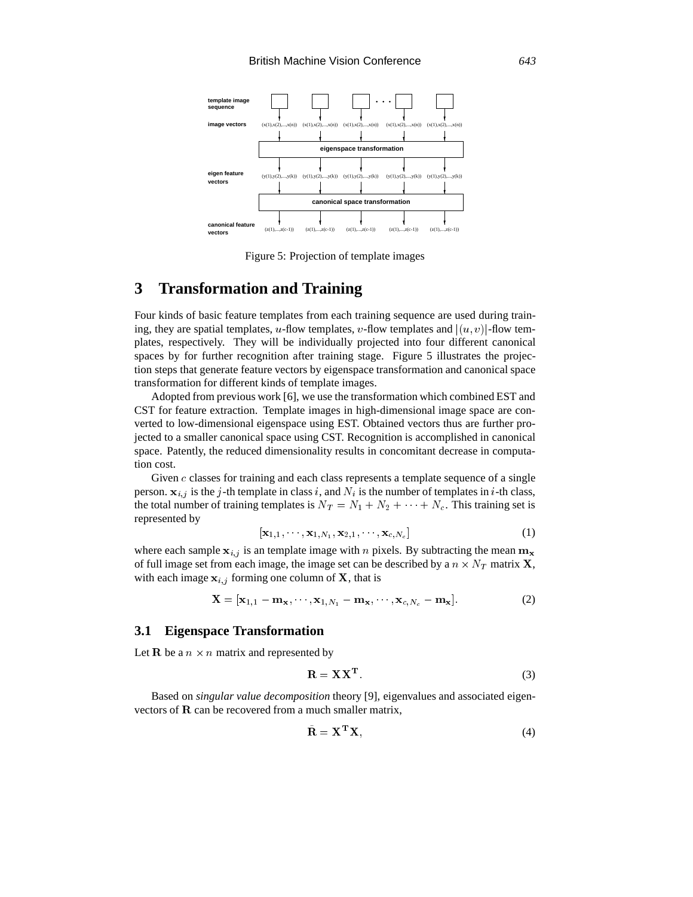Figure 5: Projection of template images

# 3 Transformation and Training

Four kinds of basic feature templates from each training sequence are used during training, they are spatial templates, $u$-flow templates, $v$-flow templates and $|(u, v)|$-flow templates, respectively. They will be individually projected into four different canonical spaces by for further recognition after training stage. Figure 5 illustrates the projection steps that generate feature vectors by eigenspace transformation and canonical space transformation for different kinds of template images.

Adopted from previous work [6], we use the transformation which combined EST and CST for feature extraction. Template images in high-dimensional image space are converted to low-dimensional eigenspace using EST. Obtained vectors thus are further projected to a smaller canonical space using CST. Recognition is accomplished in canonical space. Patently, the reduced dimensionality results in concomitant decrease in computation cost.

Given $c$ classes for training and each class represents a template sequence of a single person. $\mathbf{x}_{i,j}$ is the $j$-th template in class $i$, and $N_i$ is the number of templates in $i$-th class, the total number of training templates is $N_T = N_1 + N_2 + \cdots + N_c$. This training set is represented by

$$[\mathbf{x}_{1,1}, \cdots, \mathbf{x}_{1,N_1}, \mathbf{x}_{2,1}, \cdots, \mathbf{x}_{c,N_c}] \tag{1}$$

where each sample $\mathbf{x}_{i,j}$ is an template image with $n$ pixels. By subtracting the mean $\mathbf{m_x}$ of full image set from each image, the image set can be described by a $n \times N_T$ matrix $\mathbf{X}$, with each image $\mathbf{x}_{i,j}$ forming one column of $\mathbf{X}$, that is

$$\mathbf{X} = [\mathbf{x}_{1,1} - \mathbf{m_x}, \cdots, \mathbf{x}_{1,N_1} - \mathbf{m_x}, \cdots, \mathbf{x}_{c,N_c} - \mathbf{m_x}]. \tag{2}$$

## 3.1 Eigenspace Transformation

Let $\mathbf{R}$ be a $n \times n$ matrix and represented by

$$\mathbf{R} = \mathbf{X}\mathbf{X}^{\mathbf{T}}. \tag{3}$$

Based on *singular value decomposition* theory [9], eigenvalues and associated eigenvectors of $\mathbf{R}$ can be recovered from a much smaller matrix,

$$\tilde{\mathbf{R}} = \mathbf{X}^{\mathbf{T}}\mathbf{X}, \tag{4}$$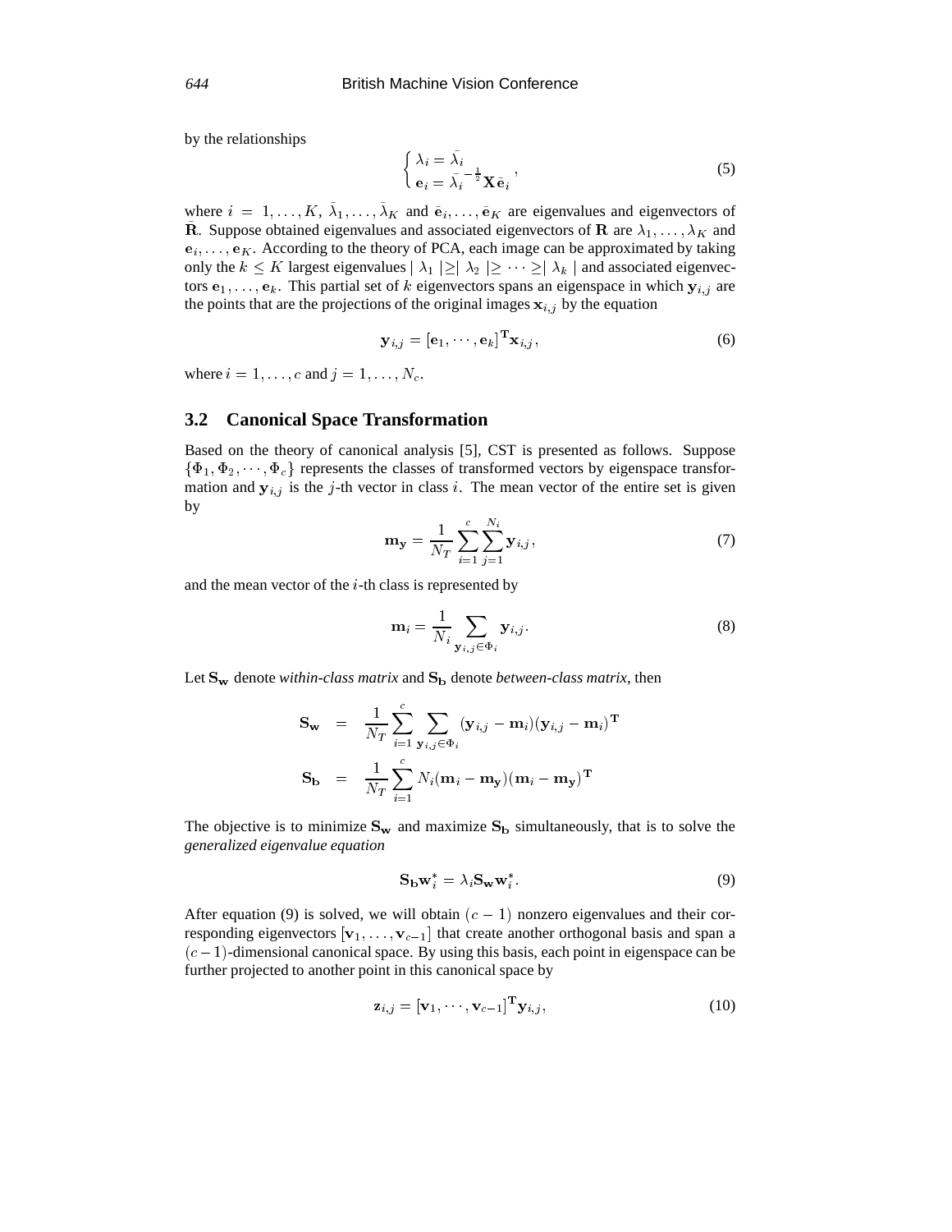by the relationships

$$\begin{cases} \lambda_i = \bar{\lambda}_i \\ \mathbf{e}_i = \bar{\lambda}_i^{-\frac{1}{2}} \mathbf{X} \bar{\mathbf{e}}_i \end{cases}, \tag{5}$$

where $i = 1, \ldots, K$, $\bar{\lambda}_1, \ldots, \bar{\lambda}_K$ and $\bar{\mathbf{e}}_i, \ldots, \bar{\mathbf{e}}_K$ are eigenvalues and eigenvectors of $\bar{\mathbf{R}}$. Suppose obtained eigenvalues and associated eigenvectors of $\mathbf{R}$ are $\lambda_1, \ldots, \lambda_K$ and $\mathbf{e}_i, \ldots, \mathbf{e}_K$. According to the theory of PCA, each image can be approximated by taking only the $k \leq K$ largest eigenvalues $| \lambda_1 | \geq | \lambda_2 | \geq \cdots \geq | \lambda_k |$ and associated eigenvectors $\mathbf{e}_1, \ldots, \mathbf{e}_k$. This partial set of $k$ eigenvectors spans an eigenspace in which $\mathbf{y}_{i,j}$ are the points that are the projections of the original images $\mathbf{x}_{i,j}$ by the equation

$$\mathbf{y}_{i,j} = [\mathbf{e}_1, \cdots, \mathbf{e}_k]^{\mathbf{T}} \mathbf{x}_{i,j}, \tag{6}$$

where $i = 1, \ldots, c$ and $j = 1, \ldots, N_c$.

## 3.2 Canonical Space Transformation

Based on the theory of canonical analysis [5], CST is presented as follows. Suppose $\{\Phi_1, \Phi_2, \cdots, \Phi_c\}$ represents the classes of transformed vectors by eigenspace transformation and $\mathbf{y}_{i,j}$ is the $j$-th vector in class $i$. The mean vector of the entire set is given by

$$\mathbf{m}_{\mathbf{y}} = \frac{1}{N_T} \sum_{i=1}^{c} \sum_{j=1}^{N_i} \mathbf{y}_{i,j}, \tag{7}$$

and the mean vector of the $i$-th class is represented by

$$\mathbf{m}_i = \frac{1}{N_i} \sum_{\mathbf{y}_{i,j} \in \Phi_i} \mathbf{y}_{i,j}. \tag{8}$$

Let $\mathbf{S_w}$ denote *within-class matrix* and $\mathbf{S_b}$ denote *between-class matrix*, then

$$\begin{aligned} \mathbf{S_w} &= \frac{1}{N_T} \sum_{i=1}^{c} \sum_{\mathbf{y}_{i,j} \in \Phi_i} (\mathbf{y}_{i,j} - \mathbf{m}_i)(\mathbf{y}_{i,j} - \mathbf{m}_i)^{\mathbf{T}} \\ \mathbf{S_b} &= \frac{1}{N_T} \sum_{i=1}^{c} N_i (\mathbf{m}_i - \mathbf{m_y})(\mathbf{m}_i - \mathbf{m_y})^{\mathbf{T}} \end{aligned}$$

The objective is to minimize $\mathbf{S_w}$ and maximize $\mathbf{S_b}$ simultaneously, that is to solve the *generalized eigenvalue equation*

$$\mathbf{S_b} \mathbf{w}_i^* = \lambda_i \mathbf{S_w} \mathbf{w}_i^*. \tag{9}$$

After equation (9) is solved, we will obtain $(c-1)$ nonzero eigenvalues and their corresponding eigenvectors $[\mathbf{v}_1, \ldots, \mathbf{v}_{c-1}]$ that create another orthogonal basis and span a $(c-1)$-dimensional canonical space. By using this basis, each point in eigenspace can be further projected to another point in this canonical space by

$$\mathbf{z}_{i,j} = [\mathbf{v}_1, \cdots, \mathbf{v}_{c-1}]^{\mathbf{T}} \mathbf{y}_{i,j}, \tag{10}$$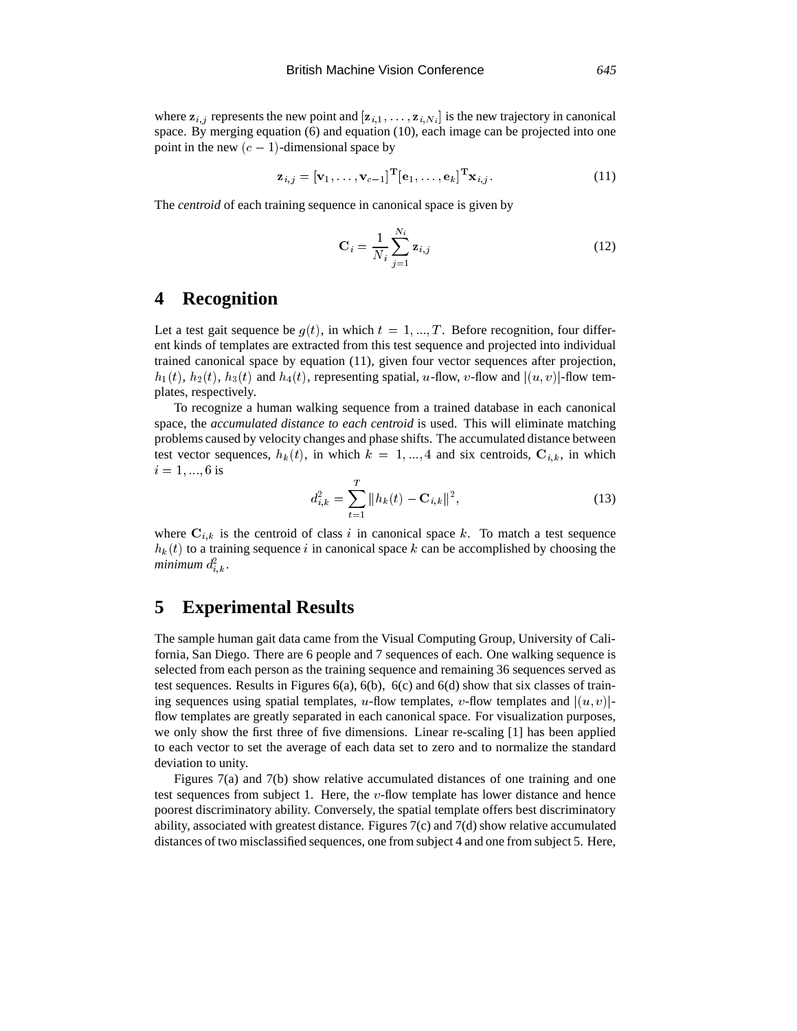where $\mathbf{z}_{i,j}$ represents the new point and $[\mathbf{z}_{i,1}, \ldots, \mathbf{z}_{i,N_i}]$ is the new trajectory in canonical space. By merging equation (6) and equation (10), each image can be projected into one point in the new $(c-1)$-dimensional space by

$$\mathbf{z}_{i,j} = [\mathbf{v}_1, \ldots, \mathbf{v}_{c-1}]^{\mathbf{T}} [\mathbf{e}_1, \ldots, \mathbf{e}_k]^{\mathbf{T}} \mathbf{x}_{i,j}. \tag{11}$$

The *centroid* of each training sequence in canonical space is given by

$$\mathbf{C}_i = \frac{1}{N_i} \sum_{j=1}^{N_i} \mathbf{z}_{i,j} \tag{12}$$

# 4 Recognition

Let a test gait sequence be $g(t)$, in which $t = 1, ..., T$. Before recognition, four different kinds of templates are extracted from this test sequence and projected into individual trained canonical space by equation (11), given four vector sequences after projection, $h_1(t)$, $h_2(t)$, $h_3(t)$ and $h_4(t)$, representing spatial, $u$-flow, $v$-flow and $|(u, v)|$-flow templates, respectively.

To recognize a human walking sequence from a trained database in each canonical space, the *accumulated distance to each centroid* is used. This will eliminate matching problems caused by velocity changes and phase shifts. The accumulated distance between test vector sequences, $h_k(t)$, in which $k = 1, ..., 4$ and six centroids, $\mathbf{C}_{i,k}$, in which $i = 1, ..., 6$ is

$$d_{i,k}^2 = \sum_{t=1}^{T} \|h_k(t) - \mathbf{C}_{i,k}\|^2, \tag{13}$$

where $\mathbf{C}_{i,k}$ is the centroid of class $i$ in canonical space $k$. To match a test sequence $h_k(t)$ to a training sequence $i$ in canonical space $k$ can be accomplished by choosing the *minimum* $d_{i,k}^2$.

# 5 Experimental Results

The sample human gait data came from the Visual Computing Group, University of California, San Diego. There are 6 people and 7 sequences of each. One walking sequence is selected from each person as the training sequence and remaining 36 sequences served as test sequences. Results in Figures 6(a), 6(b), 6(c) and 6(d) show that six classes of training sequences using spatial templates, $u$-flow templates, $v$-flow templates and $|(u, v)|$-flow templates are greatly separated in each canonical space. For visualization purposes, we only show the first three of five dimensions. Linear re-scaling [1] has been applied to each vector to set the average of each data set to zero and to normalize the standard deviation to unity.

Figures 7(a) and 7(b) show relative accumulated distances of one training and one test sequences from subject 1. Here, the $v$-flow template has lower distance and hence poorest discriminatory ability. Conversely, the spatial template offers best discriminatory ability, associated with greatest distance. Figures 7(c) and 7(d) show relative accumulated distances of two misclassified sequences, one from subject 4 and one from subject 5. Here,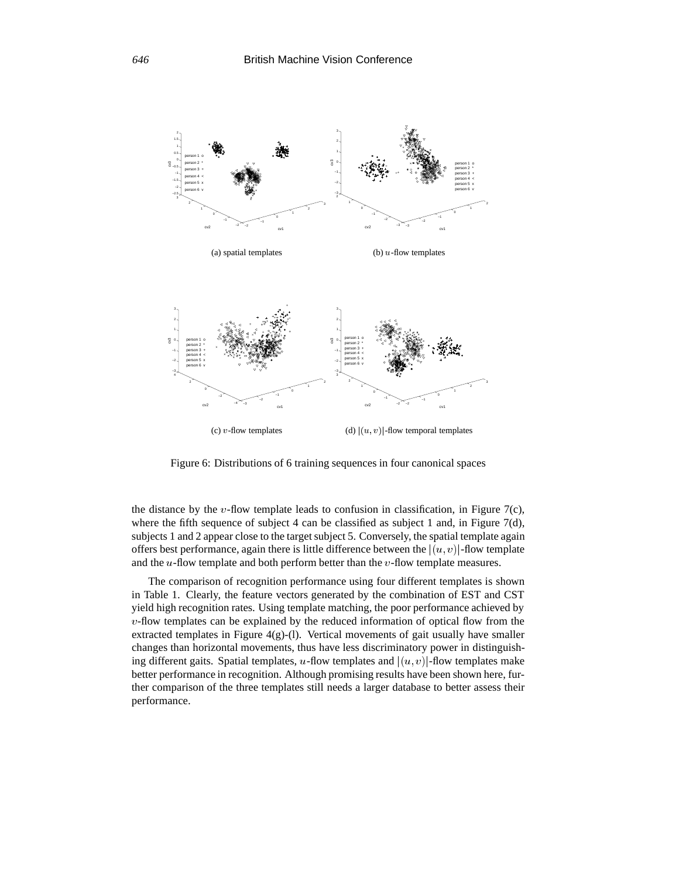(a) spatial templates

(b) $u$-flow templates

(c) $v$-flow templates

(d) $|(u, v)|$-flow temporal templates

Figure 6: Distributions of 6 training sequences in four canonical spaces

the distance by the $v$-flow template leads to confusion in classification, in Figure 7(c), where the fifth sequence of subject 4 can be classified as subject 1 and, in Figure 7(d), subjects 1 and 2 appear close to the target subject 5. Conversely, the spatial template again offers best performance, again there is little difference between the $|(u, v)|$-flow template and the $u$-flow template and both perform better than the $v$-flow template measures.

The comparison of recognition performance using four different templates is shown in Table 1. Clearly, the feature vectors generated by the combination of EST and CST yield high recognition rates. Using template matching, the poor performance achieved by $v$-flow templates can be explained by the reduced information of optical flow from the extracted templates in Figure 4(g)-(l). Vertical movements of gait usually have smaller changes than horizontal movements, thus have less discriminatory power in distinguishing different gaits. Spatial templates, $u$-flow templates and $|(u, v)|$-flow templates make better performance in recognition. Although promising results have been shown here, further comparison of the three templates still needs a larger database to better assess their performance.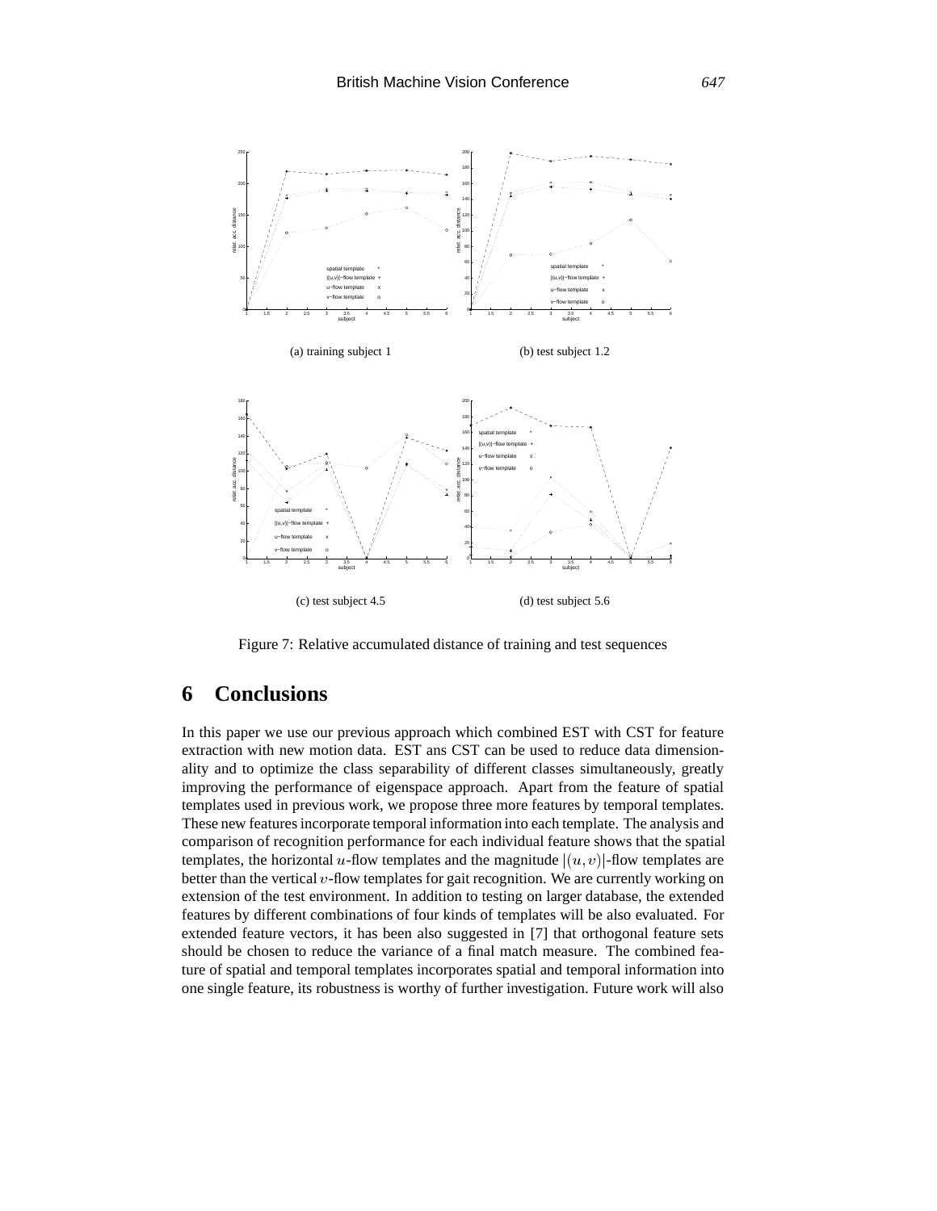(a) training subject 1

(b) test subject 1.2

(c) test subject 4.5

(d) test subject 5.6

Figure 7: Relative accumulated distance of training and test sequences

# 6 Conclusions

In this paper we use our previous approach which combined EST with CST for feature extraction with new motion data. EST ans CST can be used to reduce data dimensionality and to optimize the class separability of different classes simultaneously, greatly improving the performance of eigenspace approach. Apart from the feature of spatial templates used in previous work, we propose three more features by temporal templates. These new features incorporate temporal information into each template. The analysis and comparison of recognition performance for each individual feature shows that the spatial templates, the horizontal $u$-flow templates and the magnitude $|(u, v)|$-flow templates are better than the vertical $v$-flow templates for gait recognition. We are currently working on extension of the test environment. In addition to testing on larger database, the extended features by different combinations of four kinds of templates will be also evaluated. For extended feature vectors, it has been also suggested in [7] that orthogonal feature sets should be chosen to reduce the variance of a final match measure. The combined feature of spatial and temporal templates incorporates spatial and temporal information into one single feature, its robustness is worthy of further investigation. Future work will also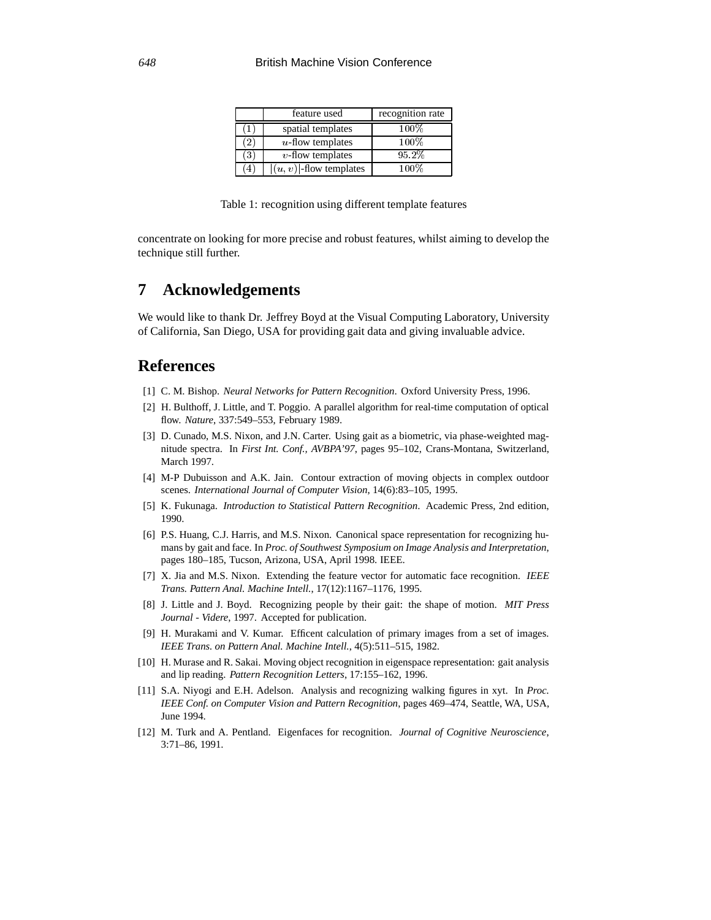| | feature used | recognition rate |
|---|---|---|
| $(1)$ | spatial templates | $100\%$ |
| $(2)$ | $u$-flow templates | $100\%$ |
| $(3)$ | $v$-flow templates | $95.2\%$ |
| $(4)$ | $\|(u,v)\|$-flow templates | $100\%$ |

Table 1: recognition using different template features

concentrate on looking for more precise and robust features, whilst aiming to develop the technique still further.

## 7 Acknowledgements

We would like to thank Dr. Jeffrey Boyd at the Visual Computing Laboratory, University of California, San Diego, USA for providing gait data and giving invaluable advice.

## References

[1] C. M. Bishop. *Neural Networks for Pattern Recognition*. Oxford University Press, 1996.

[2] H. Bulthoff, J. Little, and T. Poggio. A parallel algorithm for real-time computation of optical flow. *Nature*, 337:549–553, February 1989.

[3] D. Cunado, M.S. Nixon, and J.N. Carter. Using gait as a biometric, via phase-weighted magnitude spectra. In *First Int. Conf., AVBPA'97*, pages 95–102, Crans-Montana, Switzerland, March 1997.

[4] M-P Dubuisson and A.K. Jain. Contour extraction of moving objects in complex outdoor scenes. *International Journal of Computer Vision*, 14(6):83–105, 1995.

[5] K. Fukunaga. *Introduction to Statistical Pattern Recognition*. Academic Press, 2nd edition, 1990.

[6] P.S. Huang, C.J. Harris, and M.S. Nixon. Canonical space representation for recognizing humans by gait and face. In *Proc. of Southwest Symposium on Image Analysis and Interpretation*, pages 180–185, Tucson, Arizona, USA, April 1998. IEEE.

[7] X. Jia and M.S. Nixon. Extending the feature vector for automatic face recognition. *IEEE Trans. Pattern Anal. Machine Intell.*, 17(12):1167–1176, 1995.

[8] J. Little and J. Boyd. Recognizing people by their gait: the shape of motion. *MIT Press Journal - Videre*, 1997. Accepted for publication.

[9] H. Murakami and V. Kumar. Efficent calculation of primary images from a set of images. *IEEE Trans. on Pattern Anal. Machine Intell.*, 4(5):511–515, 1982.

[10] H. Murase and R. Sakai. Moving object recognition in eigenspace representation: gait analysis and lip reading. *Pattern Recognition Letters*, 17:155–162, 1996.

[11] S.A. Niyogi and E.H. Adelson. Analysis and recognizing walking figures in xyt. In *Proc. IEEE Conf. on Computer Vision and Pattern Recognition*, pages 469–474, Seattle, WA, USA, June 1994.

[12] M. Turk and A. Pentland. Eigenfaces for recognition. *Journal of Cognitive Neuroscience*, 3:71–86, 1991.